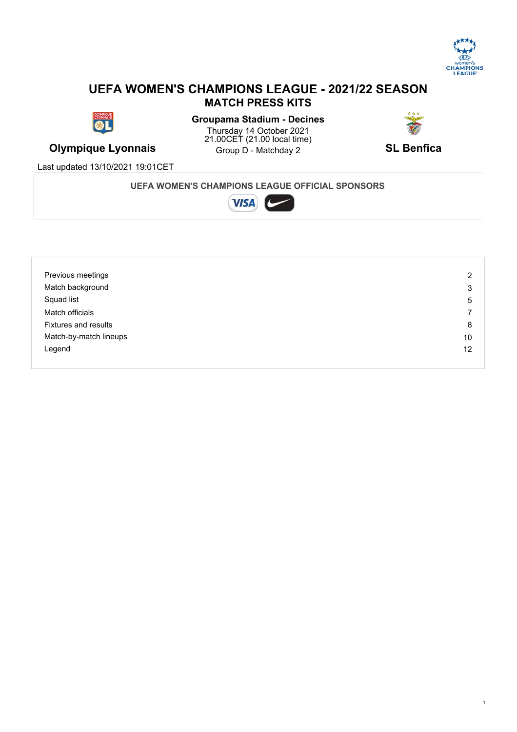# UEFA WOMEN'S CHAMPIONS LEAGUE - 2021/22 SEASON

## MATCH PRESS KITS

**Olympique Lyonnais**

**Groupama Stadium - Decines**

Thursday 14 October 2021
21.00CET (21.00 local time)
Group D - Matchday 2

**SL Benfica**

Last updated 13/10/2021 19:01CET

**UEFA WOMEN'S CHAMPIONS LEAGUE OFFICIAL SPONSORS**

| | |
|---|---|
| Previous meetings | 2 |
| Match background | 3 |
| Squad list | 5 |
| Match officials | 7 |
| Fixtures and results | 8 |
| Match-by-match lineups | 10 |
| Legend | 12 |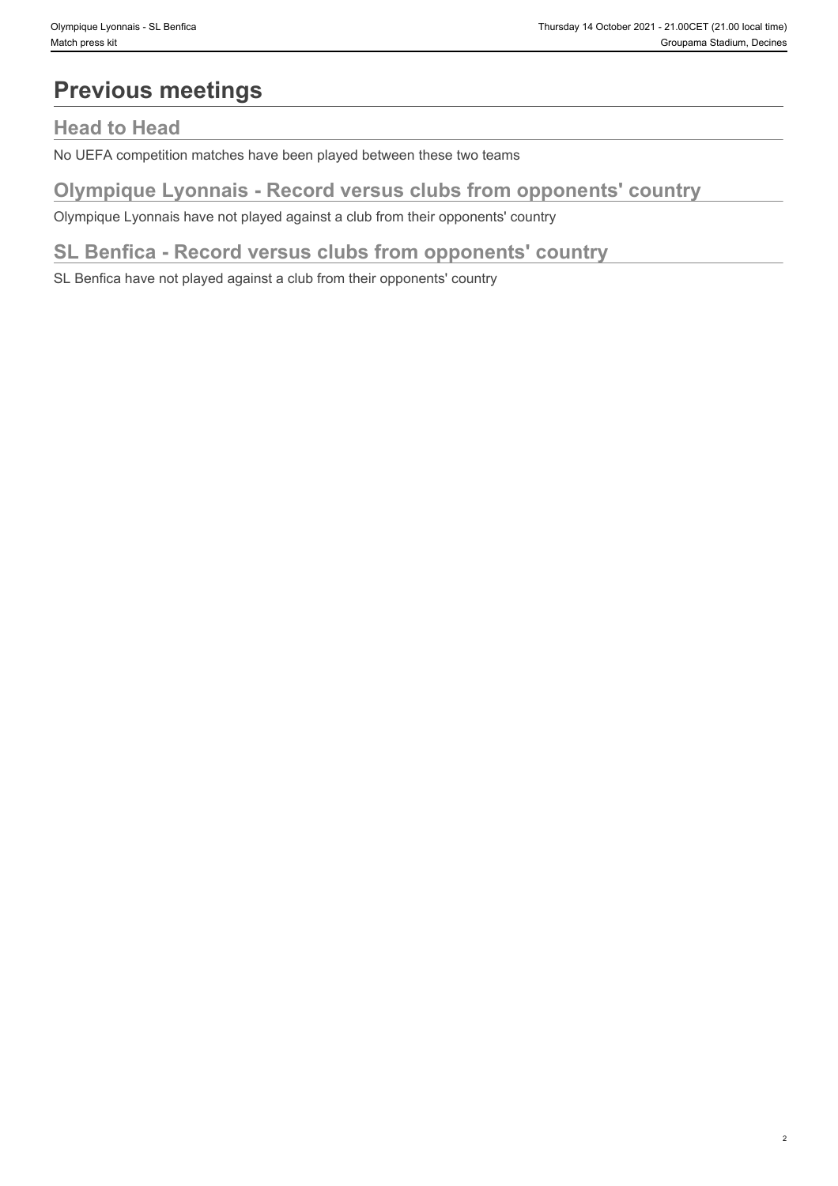# Previous meetings

## Head to Head

No UEFA competition matches have been played between these two teams

## Olympique Lyonnais - Record versus clubs from opponents' country

Olympique Lyonnais have not played against a club from their opponents' country

## SL Benfica - Record versus clubs from opponents' country

SL Benfica have not played against a club from their opponents' country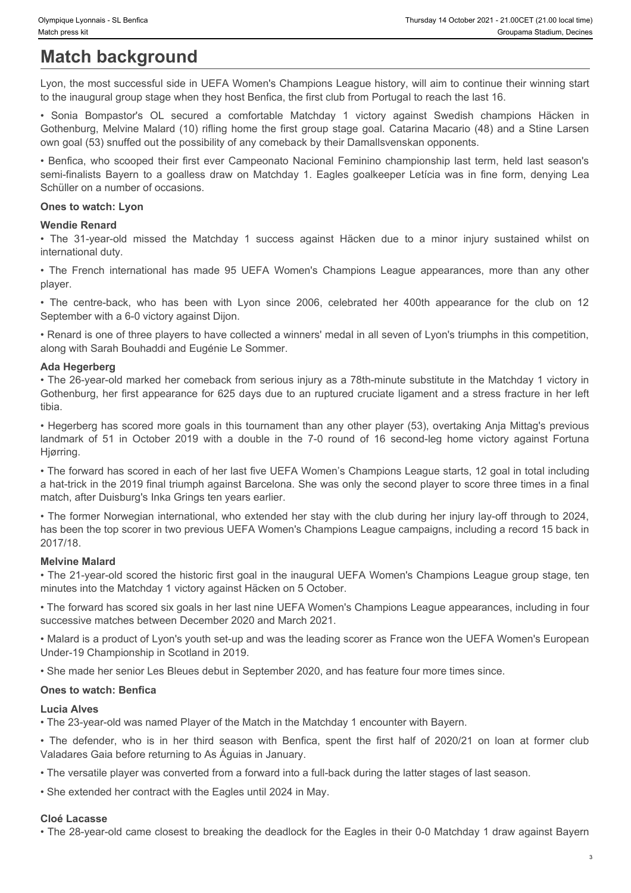# Match background

Lyon, the most successful side in UEFA Women's Champions League history, will aim to continue their winning start to the inaugural group stage when they host Benfica, the first club from Portugal to reach the last 16.

• Sonia Bompastor's OL secured a comfortable Matchday 1 victory against Swedish champions Häcken in Gothenburg, Melvine Malard (10) rifling home the first group stage goal. Catarina Macario (48) and a Stine Larsen own goal (53) snuffed out the possibility of any comeback by their Damallsvenskan opponents.

• Benfica, who scooped their first ever Campeonato Nacional Feminino championship last term, held last season's semi-finalists Bayern to a goalless draw on Matchday 1. Eagles goalkeeper Letícia was in fine form, denying Lea Schüller on a number of occasions.

### Ones to watch: Lyon

#### Wendie Renard

• The 31-year-old missed the Matchday 1 success against Häcken due to a minor injury sustained whilst on international duty.

• The French international has made 95 UEFA Women's Champions League appearances, more than any other player.

• The centre-back, who has been with Lyon since 2006, celebrated her 400th appearance for the club on 12 September with a 6-0 victory against Dijon.

• Renard is one of three players to have collected a winners' medal in all seven of Lyon's triumphs in this competition, along with Sarah Bouhaddi and Eugénie Le Sommer.

#### Ada Hegerberg

• The 26-year-old marked her comeback from serious injury as a 78th-minute substitute in the Matchday 1 victory in Gothenburg, her first appearance for 625 days due to an ruptured cruciate ligament and a stress fracture in her left tibia.

• Hegerberg has scored more goals in this tournament than any other player (53), overtaking Anja Mittag's previous landmark of 51 in October 2019 with a double in the 7-0 round of 16 second-leg home victory against Fortuna Hjørring.

• The forward has scored in each of her last five UEFA Women's Champions League starts, 12 goal in total including a hat-trick in the 2019 final triumph against Barcelona. She was only the second player to score three times in a final match, after Duisburg's Inka Grings ten years earlier.

• The former Norwegian international, who extended her stay with the club during her injury lay-off through to 2024, has been the top scorer in two previous UEFA Women's Champions League campaigns, including a record 15 back in 2017/18.

#### Melvine Malard

• The 21-year-old scored the historic first goal in the inaugural UEFA Women's Champions League group stage, ten minutes into the Matchday 1 victory against Häcken on 5 October.

• The forward has scored six goals in her last nine UEFA Women's Champions League appearances, including in four successive matches between December 2020 and March 2021.

• Malard is a product of Lyon's youth set-up and was the leading scorer as France won the UEFA Women's European Under-19 Championship in Scotland in 2019.

• She made her senior Les Bleues debut in September 2020, and has feature four more times since.

### Ones to watch: Benfica

#### Lucia Alves

• The 23-year-old was named Player of the Match in the Matchday 1 encounter with Bayern.

• The defender, who is in her third season with Benfica, spent the first half of 2020/21 on loan at former club Valadares Gaia before returning to As Águias in January.

• The versatile player was converted from a forward into a full-back during the latter stages of last season.

• She extended her contract with the Eagles until 2024 in May.

#### Cloé Lacasse

• The 28-year-old came closest to breaking the deadlock for the Eagles in their 0-0 Matchday 1 draw against Bayern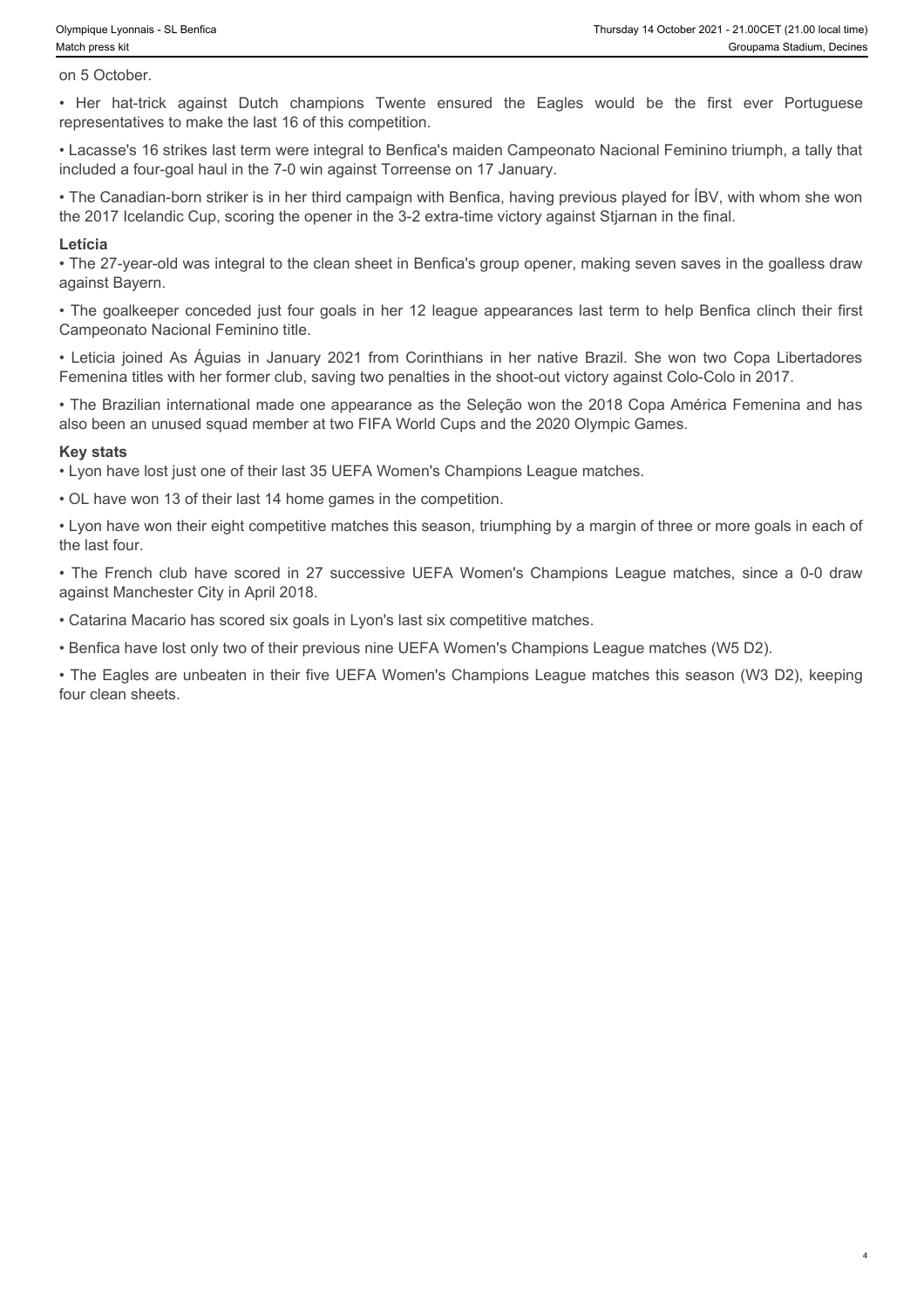on 5 October.

• Her hat-trick against Dutch champions Twente ensured the Eagles would be the first ever Portuguese representatives to make the last 16 of this competition.

• Lacasse's 16 strikes last term were integral to Benfica's maiden Campeonato Nacional Feminino triumph, a tally that included a four-goal haul in the 7-0 win against Torreense on 17 January.

• The Canadian-born striker is in her third campaign with Benfica, having previous played for ÍBV, with whom she won the 2017 Icelandic Cup, scoring the opener in the 3-2 extra-time victory against Stjarnan in the final.

**Letícia**

• The 27-year-old was integral to the clean sheet in Benfica's group opener, making seven saves in the goalless draw against Bayern.

• The goalkeeper conceded just four goals in her 12 league appearances last term to help Benfica clinch their first Campeonato Nacional Feminino title.

• Leticia joined As Águias in January 2021 from Corinthians in her native Brazil. She won two Copa Libertadores Femenina titles with her former club, saving two penalties in the shoot-out victory against Colo-Colo in 2017.

• The Brazilian international made one appearance as the Seleção won the 2018 Copa América Femenina and has also been an unused squad member at two FIFA World Cups and the 2020 Olympic Games.

**Key stats**

• Lyon have lost just one of their last 35 UEFA Women's Champions League matches.

• OL have won 13 of their last 14 home games in the competition.

• Lyon have won their eight competitive matches this season, triumphing by a margin of three or more goals in each of the last four.

• The French club have scored in 27 successive UEFA Women's Champions League matches, since a 0-0 draw against Manchester City in April 2018.

• Catarina Macario has scored six goals in Lyon's last six competitive matches.

• Benfica have lost only two of their previous nine UEFA Women's Champions League matches (W5 D2).

• The Eagles are unbeaten in their five UEFA Women's Champions League matches this season (W3 D2), keeping four clean sheets.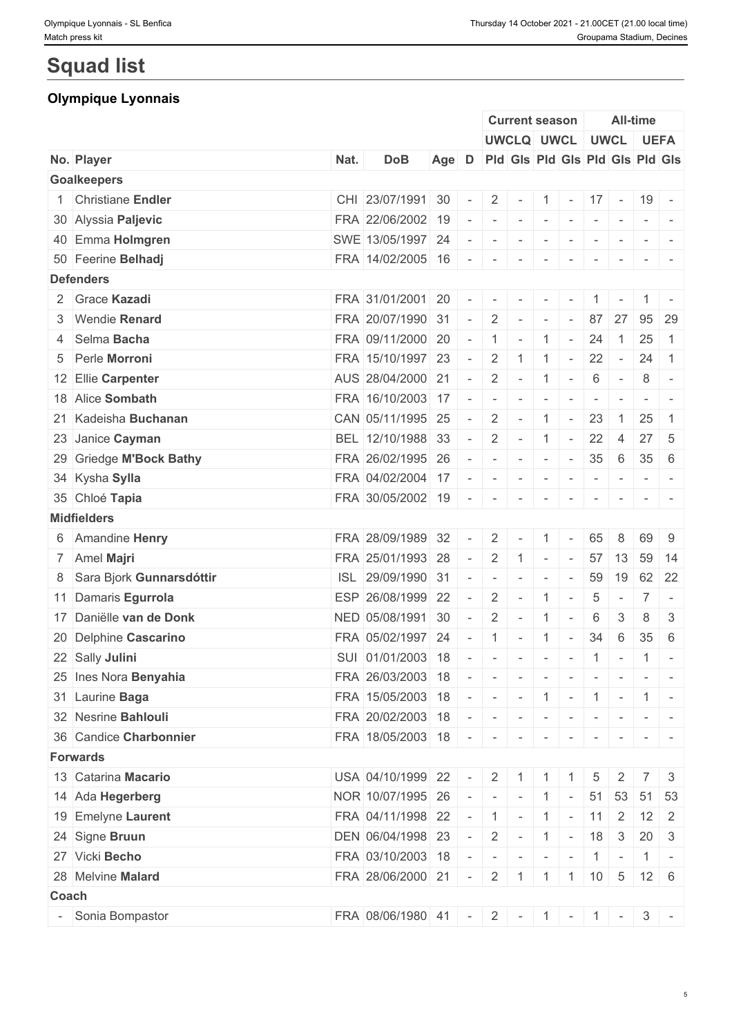# Squad list

## Olympique Lyonnais

| | | | | | | Current season | | | | All-time | | | |
|---|---|---|---|---|---|---|---|---|---|---|---|---|---|
| | | | | | | UWCLQ | | UWCL | | UWCL | | UEFA | |
| No. | Player | Nat. | DoB | Age | D | Pld | Gls | Pld | Gls | Pld | Gls | Pld | Gls |
| **Goalkeepers** | | | | | | | | | | | | | |
| 1 | Christiane **Endler** | CHI | 23/07/1991 | 30 | - | 2 | - | 1 | - | 17 | - | 19 | - |
| 30 | Alyssia **Paljevic** | FRA | 22/06/2002 | 19 | - | - | - | - | - | - | - | - | - |
| 40 | Emma **Holmgren** | SWE | 13/05/1997 | 24 | - | - | - | - | - | - | - | - | - |
| 50 | Feerine **Belhadj** | FRA | 14/02/2005 | 16 | - | - | - | - | - | - | - | - | - |
| **Defenders** | | | | | | | | | | | | | |
| 2 | Grace **Kazadi** | FRA | 31/01/2001 | 20 | - | - | - | - | - | 1 | - | 1 | - |
| 3 | Wendie **Renard** | FRA | 20/07/1990 | 31 | - | 2 | - | - | - | 87 | 27 | 95 | 29 |
| 4 | Selma **Bacha** | FRA | 09/11/2000 | 20 | - | 1 | - | 1 | - | 24 | 1 | 25 | 1 |
| 5 | Perle **Morroni** | FRA | 15/10/1997 | 23 | - | 2 | 1 | 1 | - | 22 | - | 24 | 1 |
| 12 | Ellie **Carpenter** | AUS | 28/04/2000 | 21 | - | 2 | - | 1 | - | 6 | - | 8 | - |
| 18 | Alice **Sombath** | FRA | 16/10/2003 | 17 | - | - | - | - | - | - | - | - | - |
| 21 | Kadeisha **Buchanan** | CAN | 05/11/1995 | 25 | - | 2 | - | 1 | - | 23 | 1 | 25 | 1 |
| 23 | Janice **Cayman** | BEL | 12/10/1988 | 33 | - | 2 | - | 1 | - | 22 | 4 | 27 | 5 |
| 29 | Griedge **M'Bock Bathy** | FRA | 26/02/1995 | 26 | - | - | - | - | - | 35 | 6 | 35 | 6 |
| 34 | Kysha **Sylla** | FRA | 04/02/2004 | 17 | - | - | - | - | - | - | - | - | - |
| 35 | Chloé **Tapia** | FRA | 30/05/2002 | 19 | - | - | - | - | - | - | - | - | - |
| **Midfielders** | | | | | | | | | | | | | |
| 6 | Amandine **Henry** | FRA | 28/09/1989 | 32 | - | 2 | - | 1 | - | 65 | 8 | 69 | 9 |
| 7 | Amel **Majri** | FRA | 25/01/1993 | 28 | - | 2 | 1 | - | - | 57 | 13 | 59 | 14 |
| 8 | Sara Bjork **Gunnarsdóttir** | ISL | 29/09/1990 | 31 | - | - | - | - | - | 59 | 19 | 62 | 22 |
| 11 | Damaris **Egurrola** | ESP | 26/08/1999 | 22 | - | 2 | - | 1 | - | 5 | - | 7 | - |
| 17 | Daniëlle **van de Donk** | NED | 05/08/1991 | 30 | - | 2 | - | 1 | - | 6 | 3 | 8 | 3 |
| 20 | Delphine **Cascarino** | FRA | 05/02/1997 | 24 | - | 1 | - | 1 | - | 34 | 6 | 35 | 6 |
| 22 | Sally **Julini** | SUI | 01/01/2003 | 18 | - | - | - | - | - | 1 | - | 1 | - |
| 25 | Ines Nora **Benyahia** | FRA | 26/03/2003 | 18 | - | - | - | - | - | - | - | - | - |
| 31 | Laurine **Baga** | FRA | 15/05/2003 | 18 | - | - | - | 1 | - | 1 | - | 1 | - |
| 32 | Nesrine **Bahlouli** | FRA | 20/02/2003 | 18 | - | - | - | - | - | - | - | - | - |
| 36 | Candice **Charbonnier** | FRA | 18/05/2003 | 18 | - | - | - | - | - | - | - | - | - |
| **Forwards** | | | | | | | | | | | | | |
| 13 | Catarina **Macario** | USA | 04/10/1999 | 22 | - | 2 | 1 | 1 | 1 | 5 | 2 | 7 | 3 |
| 14 | Ada **Hegerberg** | NOR | 10/07/1995 | 26 | - | - | - | 1 | - | 51 | 53 | 51 | 53 |
| 19 | Emelyne **Laurent** | FRA | 04/11/1998 | 22 | - | 1 | - | 1 | - | 11 | 2 | 12 | 2 |
| 24 | Signe **Bruun** | DEN | 06/04/1998 | 23 | - | 2 | - | 1 | - | 18 | 3 | 20 | 3 |
| 27 | Vicki **Becho** | FRA | 03/10/2003 | 18 | - | - | - | - | - | 1 | - | 1 | - |
| 28 | Melvine **Malard** | FRA | 28/06/2000 | 21 | - | 2 | 1 | 1 | 1 | 10 | 5 | 12 | 6 |
| **Coach** | | | | | | | | | | | | | |
| - | Sonia Bompastor | FRA | 08/06/1980 | 41 | - | 2 | - | 1 | - | 1 | - | 3 | - |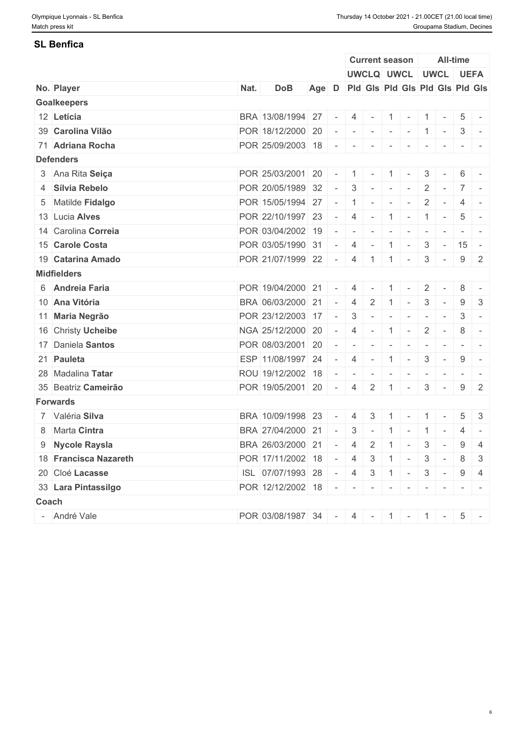## SL Benfica

| No. | Player | Nat. | DoB | Age | D | Current season | | | | All-time | | | |
|---|---|---|---|---|---|---|---|---|---|---|---|---|---|
| | | | | | | UWCLQ | | UWCL | | UWCL | | UEFA | |
| | | | | | | Pld | Gls | Pld | Gls | Pld | Gls | Pld | Gls |
| **Goalkeepers** | | | | | | | | | | | | | |
| 12 | **Letícia** | BRA | 13/08/1994 | 27 | - | 4 | - | 1 | - | 1 | - | 5 | - |
| 39 | **Carolina Vilão** | POR | 18/12/2000 | 20 | - | - | - | - | - | 1 | - | 3 | - |
| 71 | **Adriana Rocha** | POR | 25/09/2003 | 18 | - | - | - | - | - | - | - | - | - |
| **Defenders** | | | | | | | | | | | | | |
| 3 | Ana Rita **Seiça** | POR | 25/03/2001 | 20 | - | 1 | - | 1 | - | 3 | - | 6 | - |
| 4 | **Sílvia Rebelo** | POR | 20/05/1989 | 32 | - | 3 | - | - | - | 2 | - | 7 | - |
| 5 | Matilde **Fidalgo** | POR | 15/05/1994 | 27 | - | 1 | - | - | - | 2 | - | 4 | - |
| 13 | Lucia **Alves** | POR | 22/10/1997 | 23 | - | 4 | - | 1 | - | 1 | - | 5 | - |
| 14 | Carolina **Correia** | POR | 03/04/2002 | 19 | - | - | - | - | - | - | - | - | - |
| 15 | **Carole Costa** | POR | 03/05/1990 | 31 | - | 4 | - | 1 | - | 3 | - | 15 | - |
| 19 | **Catarina Amado** | POR | 21/07/1999 | 22 | - | 4 | 1 | 1 | - | 3 | - | 9 | 2 |
| **Midfielders** | | | | | | | | | | | | | |
| 6 | **Andreia Faria** | POR | 19/04/2000 | 21 | - | 4 | - | 1 | - | 2 | - | 8 | - |
| 10 | **Ana Vitória** | BRA | 06/03/2000 | 21 | - | 4 | 2 | 1 | - | 3 | - | 9 | 3 |
| 11 | **Maria Negrão** | POR | 23/12/2003 | 17 | - | 3 | - | - | - | - | - | 3 | - |
| 16 | Christy **Ucheibe** | NGA | 25/12/2000 | 20 | - | 4 | - | 1 | - | 2 | - | 8 | - |
| 17 | Daniela **Santos** | POR | 08/03/2001 | 20 | - | - | - | - | - | - | - | - | - |
| 21 | **Pauleta** | ESP | 11/08/1997 | 24 | - | 4 | - | 1 | - | 3 | - | 9 | - |
| 28 | Madalina **Tatar** | ROU | 19/12/2002 | 18 | - | - | - | - | - | - | - | - | - |
| 35 | Beatriz **Cameirão** | POR | 19/05/2001 | 20 | - | 4 | 2 | 1 | - | 3 | - | 9 | 2 |
| **Forwards** | | | | | | | | | | | | | |
| 7 | Valéria **Silva** | BRA | 10/09/1998 | 23 | - | 4 | 3 | 1 | - | 1 | - | 5 | 3 |
| 8 | Marta **Cintra** | BRA | 27/04/2000 | 21 | - | 3 | - | 1 | - | 1 | - | 4 | - |
| 9 | **Nycole Raysla** | BRA | 26/03/2000 | 21 | - | 4 | 2 | 1 | - | 3 | - | 9 | 4 |
| 18 | **Francisca Nazareth** | POR | 17/11/2002 | 18 | - | 4 | 3 | 1 | - | 3 | - | 8 | 3 |
| 20 | Cloé **Lacasse** | ISL | 07/07/1993 | 28 | - | 4 | 3 | 1 | - | 3 | - | 9 | 4 |
| 33 | **Lara Pintassilgo** | POR | 12/12/2002 | 18 | - | - | - | - | - | - | - | - | - |
| **Coach** | | | | | | | | | | | | | |
| - | André Vale | POR | 03/08/1987 | 34 | - | 4 | - | 1 | - | 1 | - | 5 | - |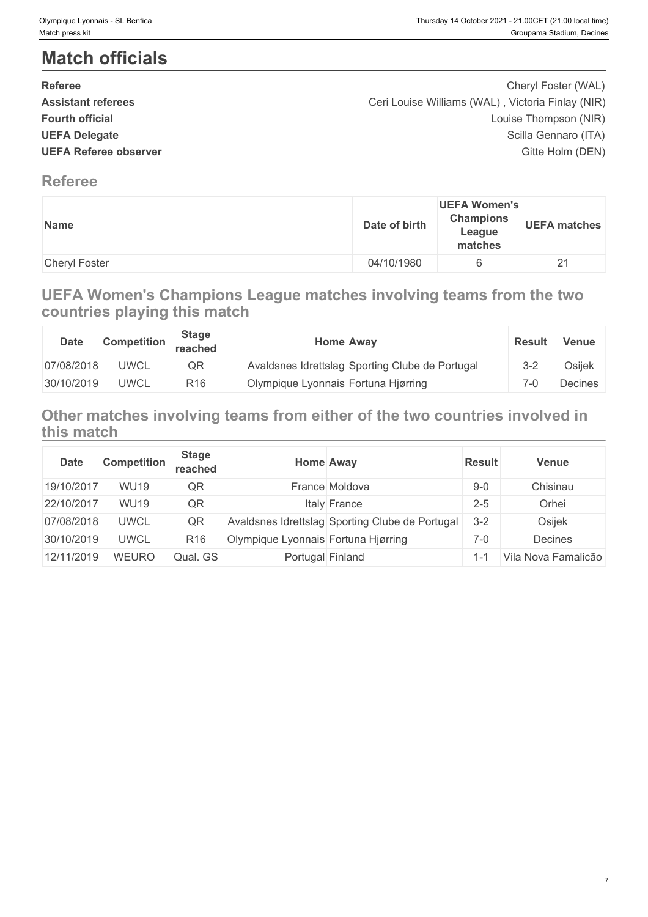# Match officials

| | |
|---|---|
| **Referee** | Cheryl Foster (WAL) |
| **Assistant referees** | Ceri Louise Williams (WAL) , Victoria Finlay (NIR) |
| **Fourth official** | Louise Thompson (NIR) |
| **UEFA Delegate** | Scilla Gennaro (ITA) |
| **UEFA Referee observer** | Gitte Holm (DEN) |

## Referee

| Name | Date of birth | UEFA Women's Champions League matches | UEFA matches |
|---|---|---|---|
| Cheryl Foster | 04/10/1980 | 6 | 21 |

## UEFA Women's Champions League matches involving teams from the two countries playing this match

| Date | Competition | Stage reached | Home | Away | Result | Venue |
|---|---|---|---|---|---|---|
| 07/08/2018 | UWCL | QR | Avaldsnes Idrettslag | Sporting Clube de Portugal | 3-2 | Osijek |
| 30/10/2019 | UWCL | R16 | Olympique Lyonnais | Fortuna Hjørring | 7-0 | Decines |

## Other matches involving teams from either of the two countries involved in this match

| Date | Competition | Stage reached | Home | Away | Result | Venue |
|---|---|---|---|---|---|---|
| 19/10/2017 | WU19 | QR | France | Moldova | 9-0 | Chisinau |
| 22/10/2017 | WU19 | QR | Italy | France | 2-5 | Orhei |
| 07/08/2018 | UWCL | QR | Avaldsnes Idrettslag | Sporting Clube de Portugal | 3-2 | Osijek |
| 30/10/2019 | UWCL | R16 | Olympique Lyonnais | Fortuna Hjørring | 7-0 | Decines |
| 12/11/2019 | WEURO | Qual. GS | Portugal | Finland | 1-1 | Vila Nova Famalicão |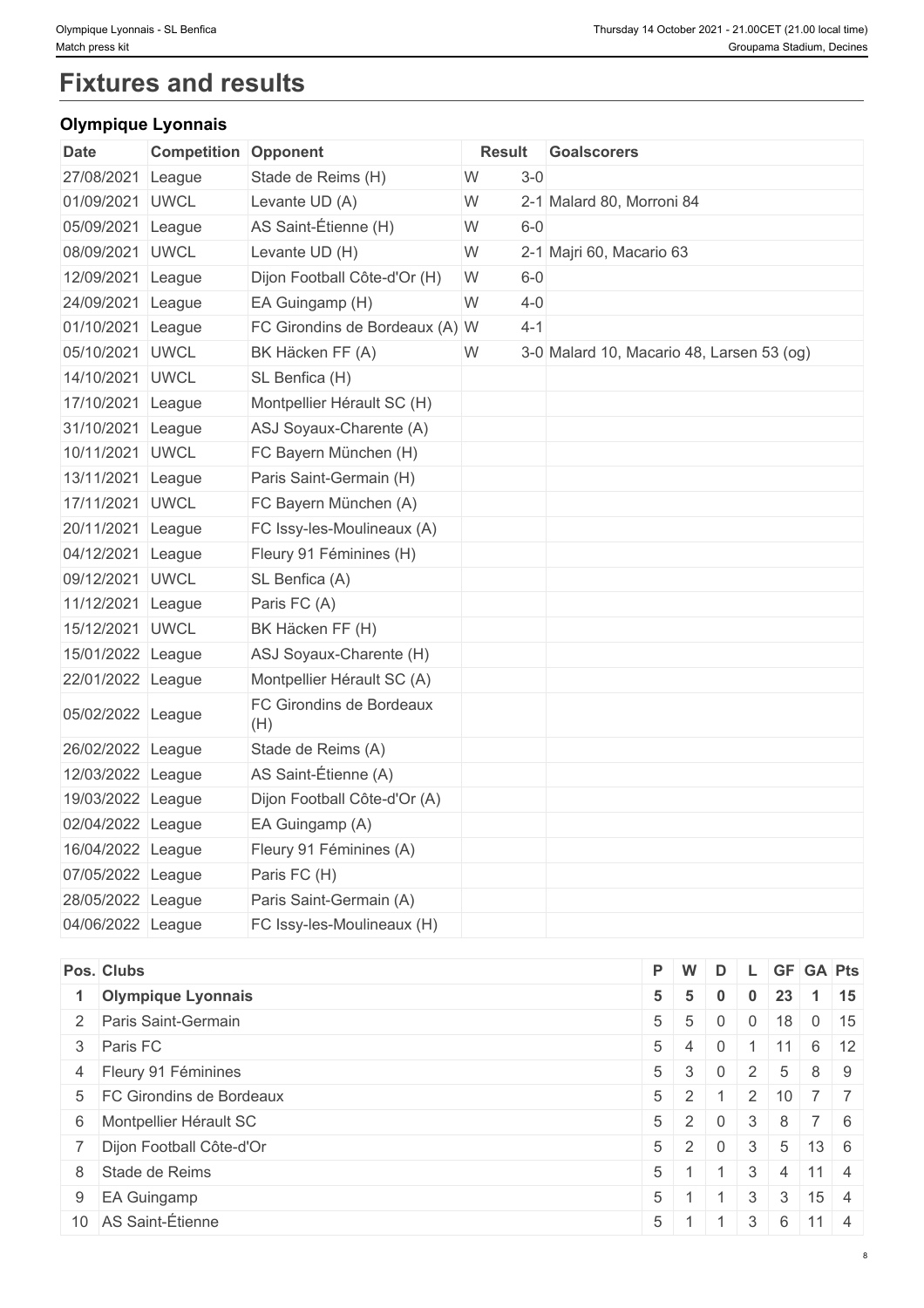# Fixtures and results

## Olympique Lyonnais

| Date | Competition | Opponent | Result | | Goalscorers |
|---|---|---|---|---|---|
| 27/08/2021 | League | Stade de Reims (H) | W | 3-0 | |
| 01/09/2021 | UWCL | Levante UD (A) | W | 2-1 | Malard 80, Morroni 84 |
| 05/09/2021 | League | AS Saint-Étienne (H) | W | 6-0 | |
| 08/09/2021 | UWCL | Levante UD (H) | W | 2-1 | Majri 60, Macario 63 |
| 12/09/2021 | League | Dijon Football Côte-d'Or (H) | W | 6-0 | |
| 24/09/2021 | League | EA Guingamp (H) | W | 4-0 | |
| 01/10/2021 | League | FC Girondins de Bordeaux (A) | W | 4-1 | |
| 05/10/2021 | UWCL | BK Häcken FF (A) | W | 3-0 | Malard 10, Macario 48, Larsen 53 (og) |
| 14/10/2021 | UWCL | SL Benfica (H) | | | |
| 17/10/2021 | League | Montpellier Hérault SC (H) | | | |
| 31/10/2021 | League | ASJ Soyaux-Charente (A) | | | |
| 10/11/2021 | UWCL | FC Bayern München (H) | | | |
| 13/11/2021 | League | Paris Saint-Germain (H) | | | |
| 17/11/2021 | UWCL | FC Bayern München (A) | | | |
| 20/11/2021 | League | FC Issy-les-Moulineaux (A) | | | |
| 04/12/2021 | League | Fleury 91 Féminines (H) | | | |
| 09/12/2021 | UWCL | SL Benfica (A) | | | |
| 11/12/2021 | League | Paris FC (A) | | | |
| 15/12/2021 | UWCL | BK Häcken FF (H) | | | |
| 15/01/2022 | League | ASJ Soyaux-Charente (H) | | | |
| 22/01/2022 | League | Montpellier Hérault SC (A) | | | |
| 05/02/2022 | League | FC Girondins de Bordeaux (H) | | | |
| 26/02/2022 | League | Stade de Reims (A) | | | |
| 12/03/2022 | League | AS Saint-Étienne (A) | | | |
| 19/03/2022 | League | Dijon Football Côte-d'Or (H) | | | |
| 02/04/2022 | League | EA Guingamp (A) | | | |
| 16/04/2022 | League | Fleury 91 Féminines (A) | | | |
| 07/05/2022 | League | Paris FC (H) | | | |
| 28/05/2022 | League | Paris Saint-Germain (A) | | | |
| 04/06/2022 | League | FC Issy-les-Moulineaux (H) | | | |

| Pos. | Clubs | P | W | D | L | GF | GA | Pts |
|---|---|---|---|---|---|---|---|---|
| **1** | **Olympique Lyonnais** | **5** | **5** | **0** | **0** | **23** | **1** | **15** |
| 2 | Paris Saint-Germain | 5 | 5 | 0 | 0 | 18 | 0 | 15 |
| 3 | Paris FC | 5 | 4 | 0 | 1 | 11 | 6 | 12 |
| 4 | Fleury 91 Féminines | 5 | 3 | 0 | 2 | 5 | 8 | 9 |
| 5 | FC Girondins de Bordeaux | 5 | 2 | 1 | 2 | 10 | 7 | 7 |
| 6 | Montpellier Hérault SC | 5 | 2 | 0 | 3 | 8 | 7 | 6 |
| 7 | Dijon Football Côte-d'Or | 5 | 2 | 0 | 3 | 5 | 13 | 6 |
| 8 | Stade de Reims | 5 | 1 | 1 | 3 | 4 | 11 | 4 |
| 9 | EA Guingamp | 5 | 1 | 1 | 3 | 3 | 15 | 4 |
| 10 | AS Saint-Étienne | 5 | 1 | 1 | 3 | 6 | 11 | 4 |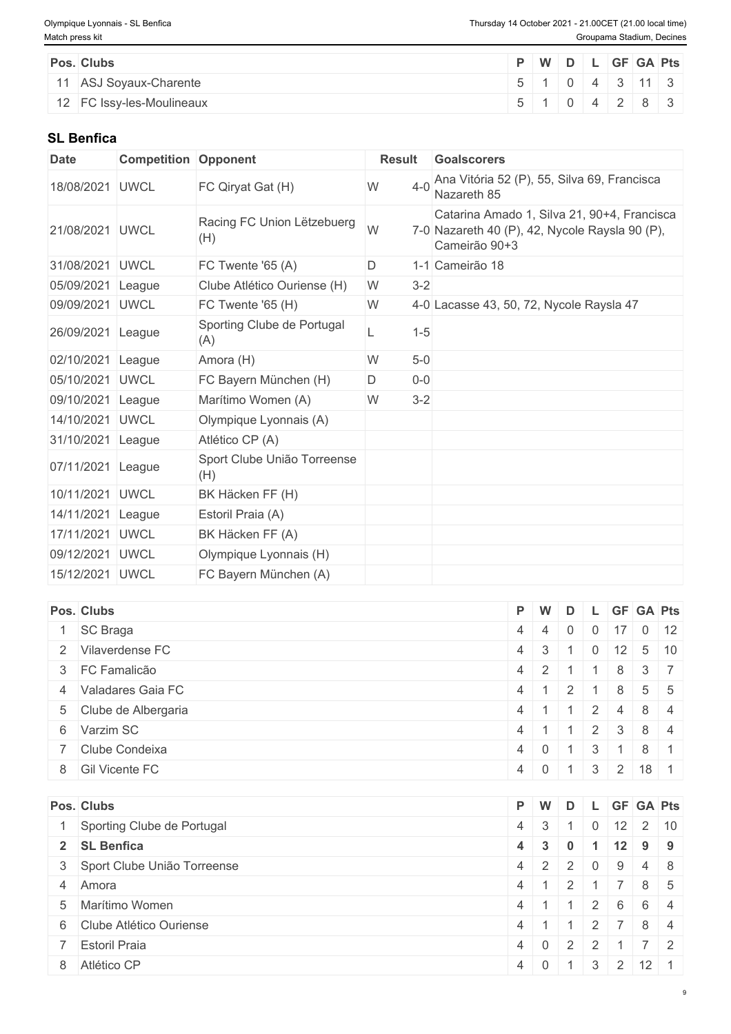| Pos. | Clubs | P | W | D | L | GF | GA | Pts |
|---|---|---|---|---|---|---|---|---|
| 11 | ASJ Soyaux-Charente | 5 | 1 | 0 | 4 | 3 | 11 | 3 |
| 12 | FC Issy-les-Moulineaux | 5 | 1 | 0 | 4 | 2 | 8 | 3 |

## SL Benfica

| Date | Competition | Opponent | Result | | Goalscorers |
|---|---|---|---|---|---|
| 18/08/2021 | UWCL | FC Qiryat Gat (H) | W | 4-0 | Ana Vitória 52 (P), 55, Silva 69, Francisca Nazareth 85 |
| 21/08/2021 | UWCL | Racing FC Union Lëtzebuerg (H) | W | 7-0 | Catarina Amado 1, Silva 21, 90+4, Francisca Nazareth 40 (P), 42, Nycole Raysla 90 (P), Cameirão 90+3 |
| 31/08/2021 | UWCL | FC Twente '65 (A) | D | 1-1 | Cameirão 18 |
| 05/09/2021 | League | Clube Atlético Ouriense (H) | W | 3-2 | |
| 09/09/2021 | UWCL | FC Twente '65 (H) | W | 4-0 | Lacasse 43, 50, 72, Nycole Raysla 47 |
| 26/09/2021 | League | Sporting Clube de Portugal (A) | L | 1-5 | |
| 02/10/2021 | League | Amora (H) | W | 5-0 | |
| 05/10/2021 | UWCL | FC Bayern München (H) | D | 0-0 | |
| 09/10/2021 | League | Marítimo Women (A) | W | 3-2 | |
| 14/10/2021 | UWCL | Olympique Lyonnais (A) | | | |
| 31/10/2021 | League | Atlético CP (A) | | | |
| 07/11/2021 | League | Sport Clube União Torreense (H) | | | |
| 10/11/2021 | UWCL | BK Häcken FF (H) | | | |
| 14/11/2021 | League | Estoril Praia (A) | | | |
| 17/11/2021 | UWCL | BK Häcken FF (A) | | | |
| 09/12/2021 | UWCL | Olympique Lyonnais (H) | | | |
| 15/12/2021 | UWCL | FC Bayern München (A) | | | |

| Pos. | Clubs | P | W | D | L | GF | GA | Pts |
|---|---|---|---|---|---|---|---|---|
| 1 | SC Braga | 4 | 4 | 0 | 0 | 17 | 0 | 12 |
| 2 | Vilaverdense FC | 4 | 3 | 1 | 0 | 12 | 5 | 10 |
| 3 | FC Famalicão | 4 | 2 | 1 | 1 | 8 | 3 | 7 |
| 4 | Valadares Gaia FC | 4 | 1 | 2 | 1 | 8 | 5 | 5 |
| 5 | Clube de Albergaria | 4 | 1 | 1 | 2 | 4 | 8 | 4 |
| 6 | Varzim SC | 4 | 1 | 1 | 2 | 3 | 8 | 4 |
| 7 | Clube Condeixa | 4 | 0 | 1 | 3 | 1 | 8 | 1 |
| 8 | Gil Vicente FC | 4 | 0 | 1 | 3 | 2 | 18 | 1 |

| Pos. | Clubs | P | W | D | L | GF | GA | Pts |
|---|---|---|---|---|---|---|---|---|
| 1 | Sporting Clube de Portugal | 4 | 3 | 1 | 0 | 12 | 2 | 10 |
| **2** | **SL Benfica** | **4** | **3** | **0** | **1** | **12** | **9** | **9** |
| 3 | Sport Clube União Torreense | 4 | 2 | 2 | 0 | 9 | 4 | 8 |
| 4 | Amora | 4 | 1 | 2 | 1 | 7 | 8 | 5 |
| 5 | Marítimo Women | 4 | 1 | 1 | 2 | 6 | 6 | 4 |
| 6 | Clube Atlético Ouriense | 4 | 1 | 1 | 2 | 7 | 8 | 4 |
| 7 | Estoril Praia | 4 | 0 | 2 | 2 | 1 | 7 | 2 |
| 8 | Atlético CP | 4 | 0 | 1 | 3 | 2 | 12 | 1 |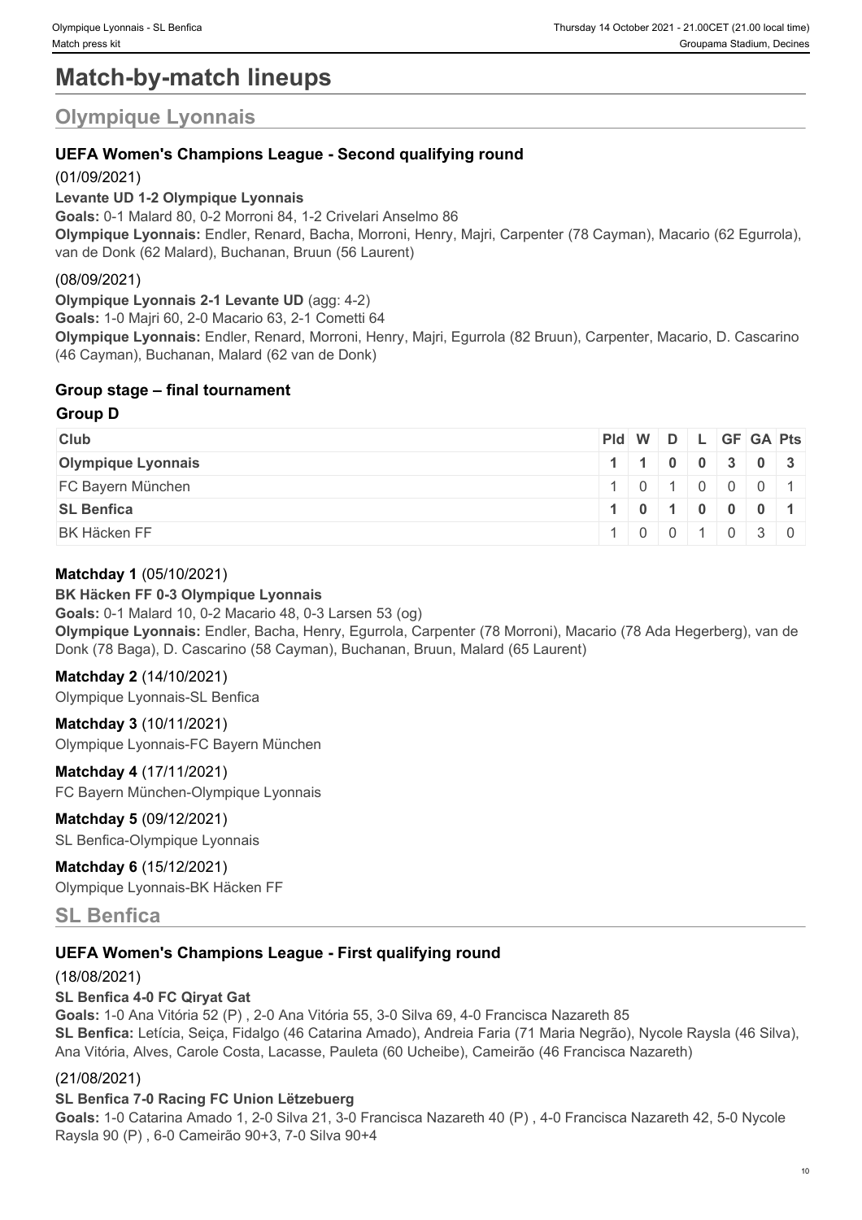# Match-by-match lineups

## Olympique Lyonnais

### UEFA Women's Champions League - Second qualifying round

(01/09/2021)

**Levante UD 1-2 Olympique Lyonnais**

**Goals:** 0-1 Malard 80, 0-2 Morroni 84, 1-2 Crivelari Anselmo 86

**Olympique Lyonnais:** Endler, Renard, Bacha, Morroni, Henry, Majri, Carpenter (78 Cayman), Macario (62 Egurrola), van de Donk (62 Malard), Buchanan, Bruun (56 Laurent)

(08/09/2021)

**Olympique Lyonnais 2-1 Levante UD** (agg: 4-2)

**Goals:** 1-0 Majri 60, 2-0 Macario 63, 2-1 Cometti 64

**Olympique Lyonnais:** Endler, Renard, Morroni, Henry, Majri, Egurrola (82 Bruun), Carpenter, Macario, D. Cascarino (46 Cayman), Buchanan, Malard (62 van de Donk)

### Group stage – final tournament

#### Group D

| Club | Pld | W | D | L | GF | GA | Pts |
|---|---|---|---|---|---|---|---|
| **Olympique Lyonnais** | **1** | **1** | **0** | **0** | **3** | **0** | **3** |
| FC Bayern München | 1 | 0 | 1 | 0 | 0 | 0 | 1 |
| **SL Benfica** | **1** | **0** | **1** | **0** | **0** | **0** | **1** |
| BK Häcken FF | 1 | 0 | 0 | 1 | 0 | 3 | 0 |

**Matchday 1** (05/10/2021)

**BK Häcken FF 0-3 Olympique Lyonnais**

**Goals:** 0-1 Malard 10, 0-2 Macario 48, 0-3 Larsen 53 (og)

**Olympique Lyonnais:** Endler, Bacha, Henry, Egurrola, Carpenter (78 Morroni), Macario (78 Ada Hegerberg), van de Donk (78 Baga), D. Cascarino (58 Cayman), Buchanan, Bruun, Malard (65 Laurent)

**Matchday 2** (14/10/2021)

Olympique Lyonnais-SL Benfica

**Matchday 3** (10/11/2021)

Olympique Lyonnais-FC Bayern München

**Matchday 4** (17/11/2021)

FC Bayern München-Olympique Lyonnais

**Matchday 5** (09/12/2021)

SL Benfica-Olympique Lyonnais

**Matchday 6** (15/12/2021)

Olympique Lyonnais-BK Häcken FF

## SL Benfica

### UEFA Women's Champions League - First qualifying round

(18/08/2021)

**SL Benfica 4-0 FC Qiryat Gat**

**Goals:** 1-0 Ana Vitória 52 (P) , 2-0 Ana Vitória 55, 3-0 Silva 69, 4-0 Francisca Nazareth 85

**SL Benfica:** Letícia, Seiça, Fidalgo (46 Catarina Amado), Andreia Faria (71 Maria Negrão), Nycole Raysla (46 Silva), Ana Vitória, Alves, Carole Costa, Lacasse, Pauleta (60 Ucheibe), Cameirão (46 Francisca Nazareth)

(21/08/2021)

**SL Benfica 7-0 Racing FC Union Lëtzebuerg**

**Goals:** 1-0 Catarina Amado 1, 2-0 Silva 21, 3-0 Francisca Nazareth 40 (P) , 4-0 Francisca Nazareth 42, 5-0 Nycole Raysla 90 (P) , 6-0 Cameirão 90+3, 7-0 Silva 90+4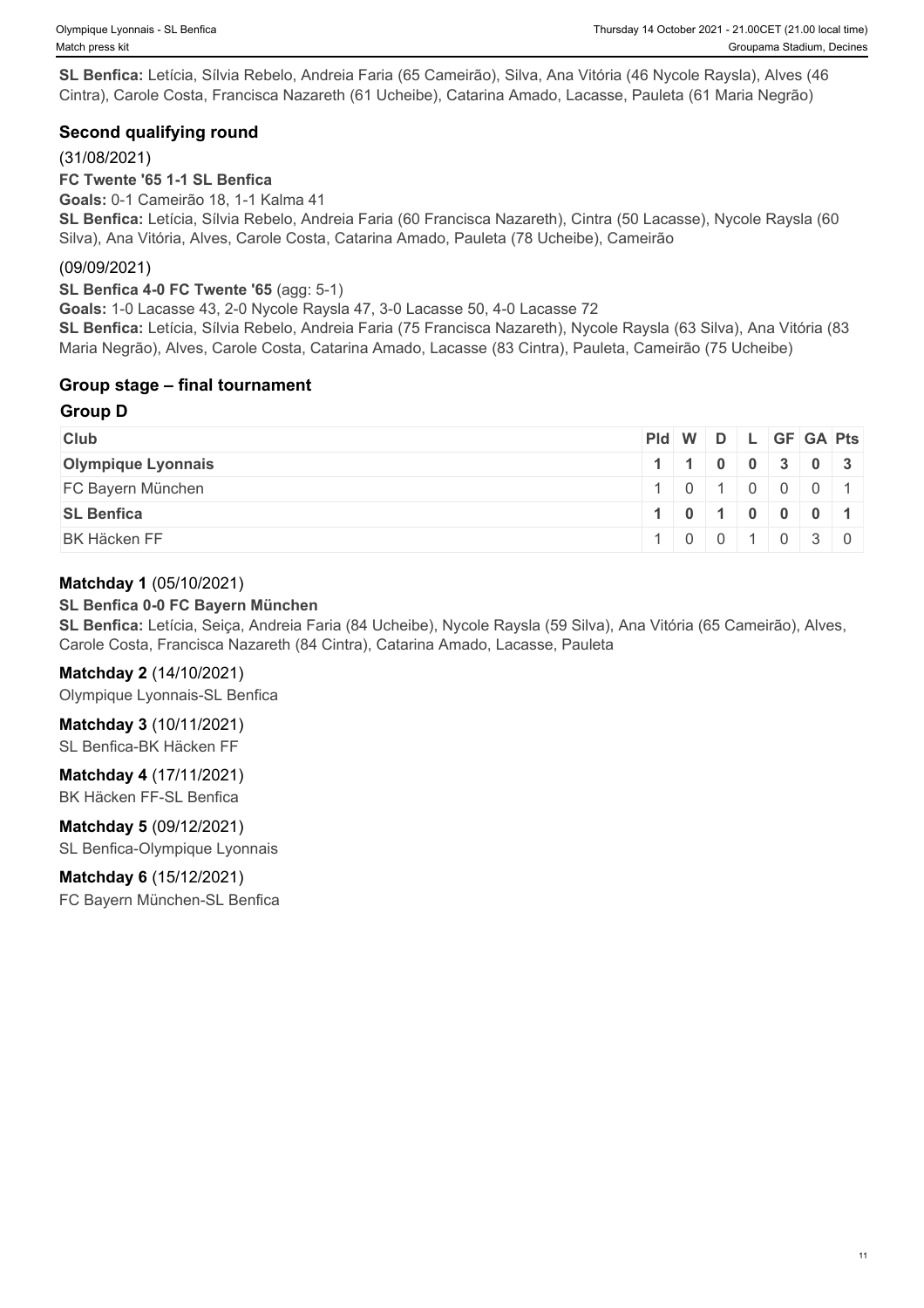**SL Benfica:** Letícia, Sílvia Rebelo, Andreia Faria (65 Cameirão), Silva, Ana Vitória (46 Nycole Raysla), Alves (46 Cintra), Carole Costa, Francisca Nazareth (61 Ucheibe), Catarina Amado, Lacasse, Pauleta (61 Maria Negrão)

### Second qualifying round

(31/08/2021)

**FC Twente '65 1-1 SL Benfica**

**Goals:** 0-1 Cameirão 18, 1-1 Kalma 41

**SL Benfica:** Letícia, Sílvia Rebelo, Andreia Faria (60 Francisca Nazareth), Cintra (50 Lacasse), Nycole Raysla (60 Silva), Ana Vitória, Alves, Carole Costa, Catarina Amado, Pauleta (78 Ucheibe), Cameirão

(09/09/2021)

**SL Benfica 4-0 FC Twente '65** (agg: 5-1)

**Goals:** 1-0 Lacasse 43, 2-0 Nycole Raysla 47, 3-0 Lacasse 50, 4-0 Lacasse 72

**SL Benfica:** Letícia, Sílvia Rebelo, Andreia Faria (75 Francisca Nazareth), Nycole Raysla (63 Silva), Ana Vitória (83 Maria Negrão), Alves, Carole Costa, Catarina Amado, Lacasse (83 Cintra), Pauleta, Cameirão (75 Ucheibe)

### Group stage – final tournament

### Group D

| Club | Pld | W | D | L | GF | GA | Pts |
|---|---|---|---|---|---|---|---|
| **Olympique Lyonnais** | **1** | **1** | **0** | **0** | **3** | **0** | **3** |
| FC Bayern München | 1 | 0 | 1 | 0 | 0 | 0 | 1 |
| **SL Benfica** | **1** | **0** | **1** | **0** | **0** | **0** | **1** |
| BK Häcken FF | 1 | 0 | 0 | 1 | 0 | 3 | 0 |

**Matchday 1** (05/10/2021)

**SL Benfica 0-0 FC Bayern München**

**SL Benfica:** Letícia, Seiça, Andreia Faria (84 Ucheibe), Nycole Raysla (59 Silva), Ana Vitória (65 Cameirão), Alves, Carole Costa, Francisca Nazareth (84 Cintra), Catarina Amado, Lacasse, Pauleta

**Matchday 2** (14/10/2021)

Olympique Lyonnais-SL Benfica

**Matchday 3** (10/11/2021)

SL Benfica-BK Häcken FF

**Matchday 4** (17/11/2021)

BK Häcken FF-SL Benfica

**Matchday 5** (09/12/2021)

SL Benfica-Olympique Lyonnais

**Matchday 6** (15/12/2021)

FC Bayern München-SL Benfica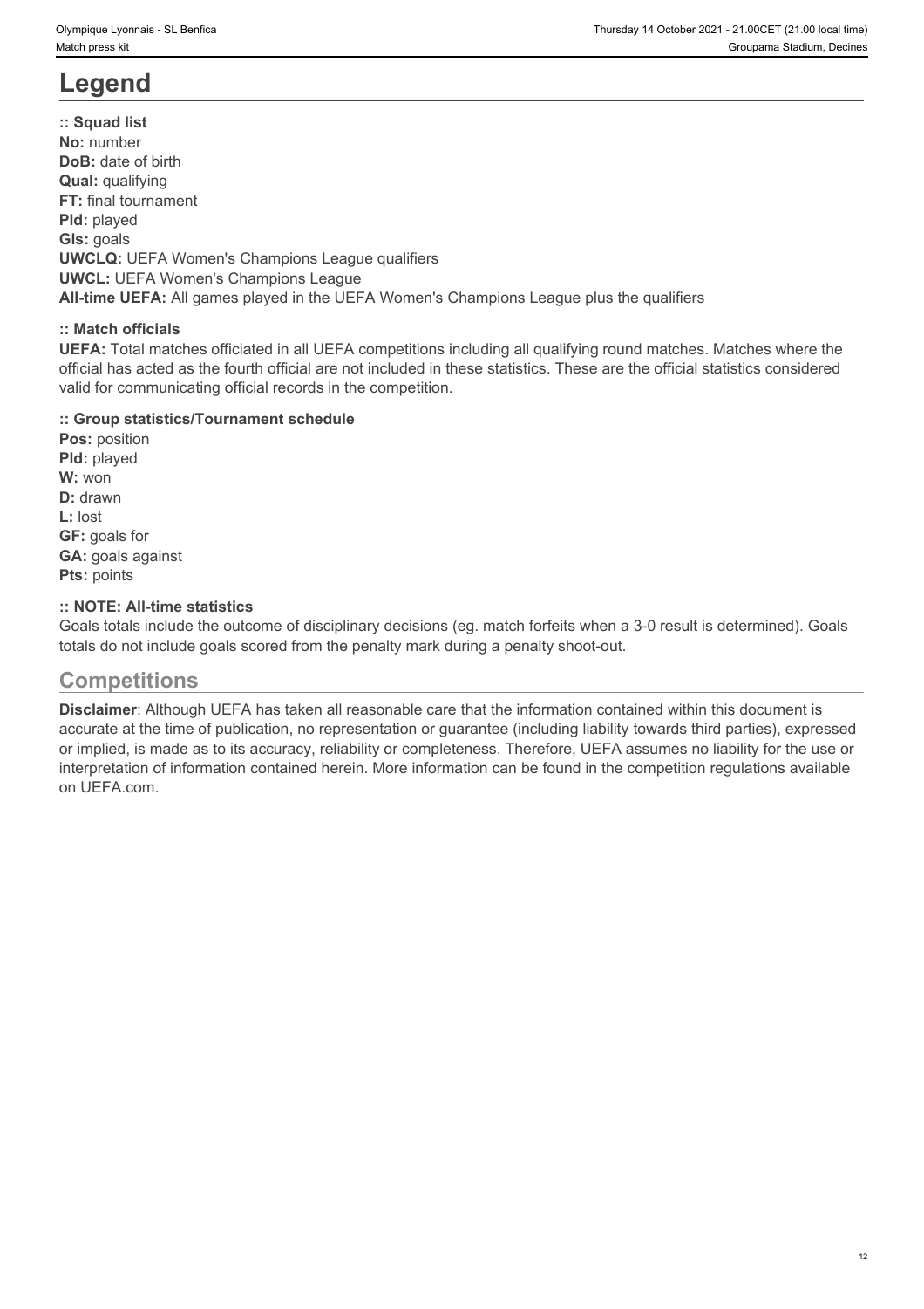# Legend

**:: Squad list**

**No:** number
**DoB:** date of birth
**Qual:** qualifying
**FT:** final tournament
**Pld:** played
**Gls:** goals
**UWCLQ:** UEFA Women's Champions League qualifiers
**UWCL:** UEFA Women's Champions League
**All-time UEFA:** All games played in the UEFA Women's Champions League plus the qualifiers

**:: Match officials**

**UEFA:** Total matches officiated in all UEFA competitions including all qualifying round matches. Matches where the official has acted as the fourth official are not included in these statistics. These are the official statistics considered valid for communicating official records in the competition.

**:: Group statistics/Tournament schedule**

**Pos:** position
**Pld:** played
**W:** won
**D:** drawn
**L:** lost
**GF:** goals for
**GA:** goals against
**Pts:** points

**:: NOTE: All-time statistics**

Goals totals include the outcome of disciplinary decisions (eg. match forfeits when a 3-0 result is determined). Goals totals do not include goals scored from the penalty mark during a penalty shoot-out.

## Competitions

**Disclaimer**: Although UEFA has taken all reasonable care that the information contained within this document is accurate at the time of publication, no representation or guarantee (including liability towards third parties), expressed or implied, is made as to its accuracy, reliability or completeness. Therefore, UEFA assumes no liability for the use or interpretation of information contained herein. More information can be found in the competition regulations available on UEFA.com.